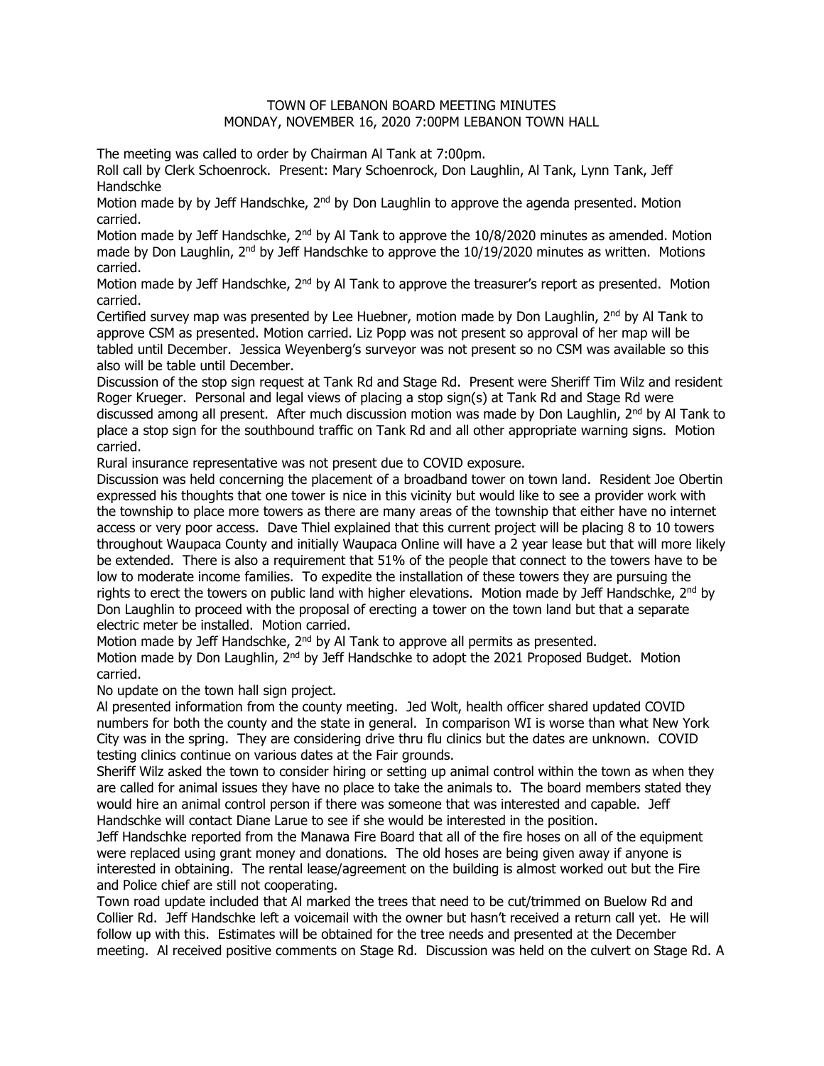# TOWN OF LEBANON BOARD MEETING MINUTES
## MONDAY, NOVEMBER 16, 2020 7:00PM LEBANON TOWN HALL

The meeting was called to order by Chairman Al Tank at 7:00pm.

Roll call by Clerk Schoenrock. Present: Mary Schoenrock, Don Laughlin, Al Tank, Lynn Tank, Jeff Handschke

Motion made by by Jeff Handschke, 2nd by Don Laughlin to approve the agenda presented. Motion carried.

Motion made by Jeff Handschke, 2nd by Al Tank to approve the 10/8/2020 minutes as amended. Motion made by Don Laughlin, 2nd by Jeff Handschke to approve the 10/19/2020 minutes as written. Motions carried.

Motion made by Jeff Handschke, 2nd by Al Tank to approve the treasurer's report as presented. Motion carried.

Certified survey map was presented by Lee Huebner, motion made by Don Laughlin, 2nd by Al Tank to approve CSM as presented. Motion carried. Liz Popp was not present so approval of her map will be tabled until December. Jessica Weyenberg's surveyor was not present so no CSM was available so this also will be table until December.

Discussion of the stop sign request at Tank Rd and Stage Rd. Present were Sheriff Tim Wilz and resident Roger Krueger. Personal and legal views of placing a stop sign(s) at Tank Rd and Stage Rd were discussed among all present. After much discussion motion was made by Don Laughlin, 2nd by Al Tank to place a stop sign for the southbound traffic on Tank Rd and all other appropriate warning signs. Motion carried.

Rural insurance representative was not present due to COVID exposure.

Discussion was held concerning the placement of a broadband tower on town land. Resident Joe Obertin expressed his thoughts that one tower is nice in this vicinity but would like to see a provider work with the township to place more towers as there are many areas of the township that either have no internet access or very poor access. Dave Thiel explained that this current project will be placing 8 to 10 towers throughout Waupaca County and initially Waupaca Online will have a 2 year lease but that will more likely be extended. There is also a requirement that 51% of the people that connect to the towers have to be low to moderate income families. To expedite the installation of these towers they are pursuing the rights to erect the towers on public land with higher elevations. Motion made by Jeff Handschke, 2nd by Don Laughlin to proceed with the proposal of erecting a tower on the town land but that a separate electric meter be installed. Motion carried.

Motion made by Jeff Handschke, 2nd by Al Tank to approve all permits as presented.

Motion made by Don Laughlin, 2nd by Jeff Handschke to adopt the 2021 Proposed Budget. Motion carried.

No update on the town hall sign project.

Al presented information from the county meeting. Jed Wolt, health officer shared updated COVID numbers for both the county and the state in general. In comparison WI is worse than what New York City was in the spring. They are considering drive thru flu clinics but the dates are unknown. COVID testing clinics continue on various dates at the Fair grounds.

Sheriff Wilz asked the town to consider hiring or setting up animal control within the town as when they are called for animal issues they have no place to take the animals to. The board members stated they would hire an animal control person if there was someone that was interested and capable. Jeff Handschke will contact Diane Larue to see if she would be interested in the position.

Jeff Handschke reported from the Manawa Fire Board that all of the fire hoses on all of the equipment were replaced using grant money and donations. The old hoses are being given away if anyone is interested in obtaining. The rental lease/agreement on the building is almost worked out but the Fire and Police chief are still not cooperating.

Town road update included that Al marked the trees that need to be cut/trimmed on Buelow Rd and Collier Rd. Jeff Handschke left a voicemail with the owner but hasn't received a return call yet. He will follow up with this. Estimates will be obtained for the tree needs and presented at the December meeting. Al received positive comments on Stage Rd. Discussion was held on the culvert on Stage Rd. A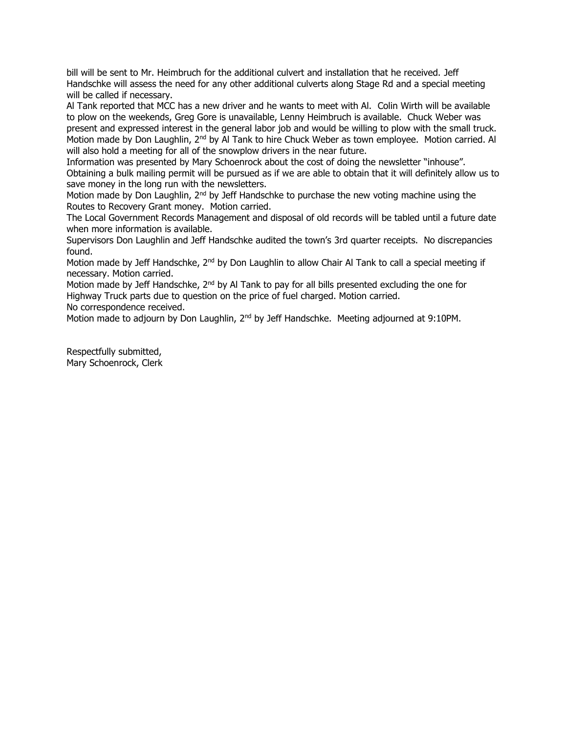bill will be sent to Mr. Heimbruch for the additional culvert and installation that he received. Jeff Handschke will assess the need for any other additional culverts along Stage Rd and a special meeting will be called if necessary.

Al Tank reported that MCC has a new driver and he wants to meet with Al. Colin Wirth will be available to plow on the weekends, Greg Gore is unavailable, Lenny Heimbruch is available. Chuck Weber was present and expressed interest in the general labor job and would be willing to plow with the small truck. Motion made by Don Laughlin, 2nd by Al Tank to hire Chuck Weber as town employee. Motion carried. Al will also hold a meeting for all of the snowplow drivers in the near future.

Information was presented by Mary Schoenrock about the cost of doing the newsletter "inhouse". Obtaining a bulk mailing permit will be pursued as if we are able to obtain that it will definitely allow us to save money in the long run with the newsletters.

Motion made by Don Laughlin, 2nd by Jeff Handschke to purchase the new voting machine using the Routes to Recovery Grant money. Motion carried.

The Local Government Records Management and disposal of old records will be tabled until a future date when more information is available.

Supervisors Don Laughlin and Jeff Handschke audited the town's 3rd quarter receipts. No discrepancies found.

Motion made by Jeff Handschke, 2nd by Don Laughlin to allow Chair Al Tank to call a special meeting if necessary. Motion carried.

Motion made by Jeff Handschke, 2nd by Al Tank to pay for all bills presented excluding the one for Highway Truck parts due to question on the price of fuel charged. Motion carried.

No correspondence received.

Motion made to adjourn by Don Laughlin, 2nd by Jeff Handschke. Meeting adjourned at 9:10PM.

Respectfully submitted,
Mary Schoenrock, Clerk